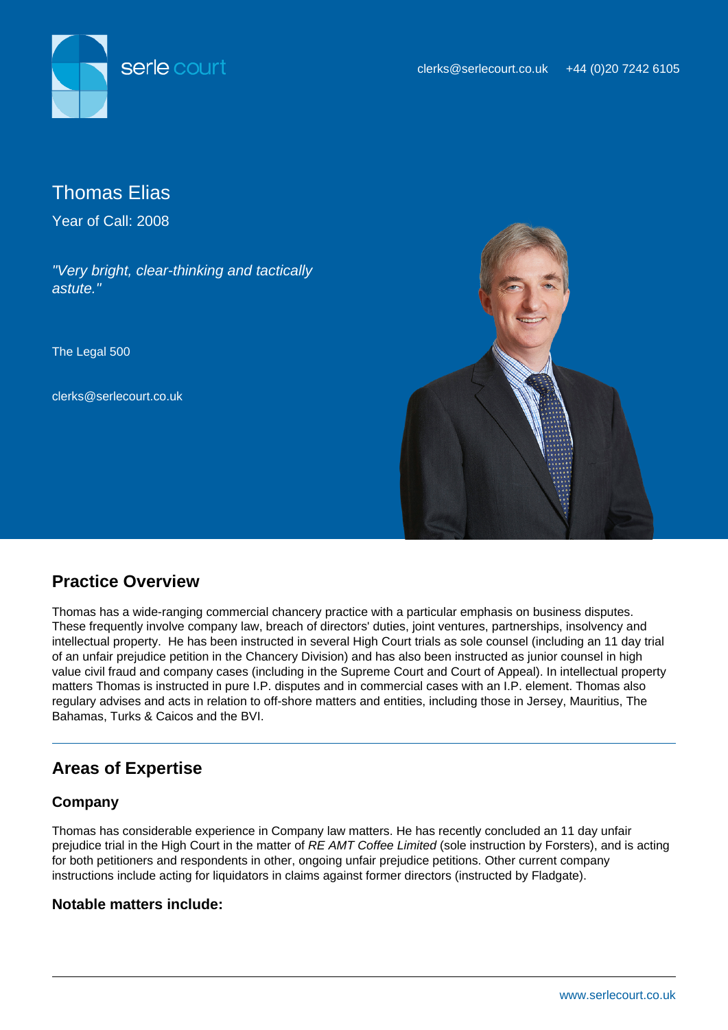serle court

clerks@serlecourt.co.uk +44 (0)20 7242 6105

# Thomas Elias

Year of Call: 2008

*"Very bright, clear-thinking and tactically astute."*

The Legal 500

clerks@serlecourt.co.uk

## Practice Overview

Thomas has a wide-ranging commercial chancery practice with a particular emphasis on business disputes. These frequently involve company law, breach of directors' duties, joint ventures, partnerships, insolvency and intellectual property. He has been instructed in several High Court trials as sole counsel (including an 11 day trial of an unfair prejudice petition in the Chancery Division) and has also been instructed as junior counsel in high value civil fraud and company cases (including in the Supreme Court and Court of Appeal). In intellectual property matters Thomas is instructed in pure I.P. disputes and in commercial cases with an I.P. element. Thomas also regulary advises and acts in relation to off-shore matters and entities, including those in Jersey, Mauritius, The Bahamas, Turks & Caicos and the BVI.

## Areas of Expertise

### Company

Thomas has considerable experience in Company law matters. He has recently concluded an 11 day unfair prejudice trial in the High Court in the matter of *RE AMT Coffee Limited* (sole instruction by Forsters), and is acting for both petitioners and respondents in other, ongoing unfair prejudice petitions. Other current company instructions include acting for liquidators in claims against former directors (instructed by Fladgate).

### Notable matters include: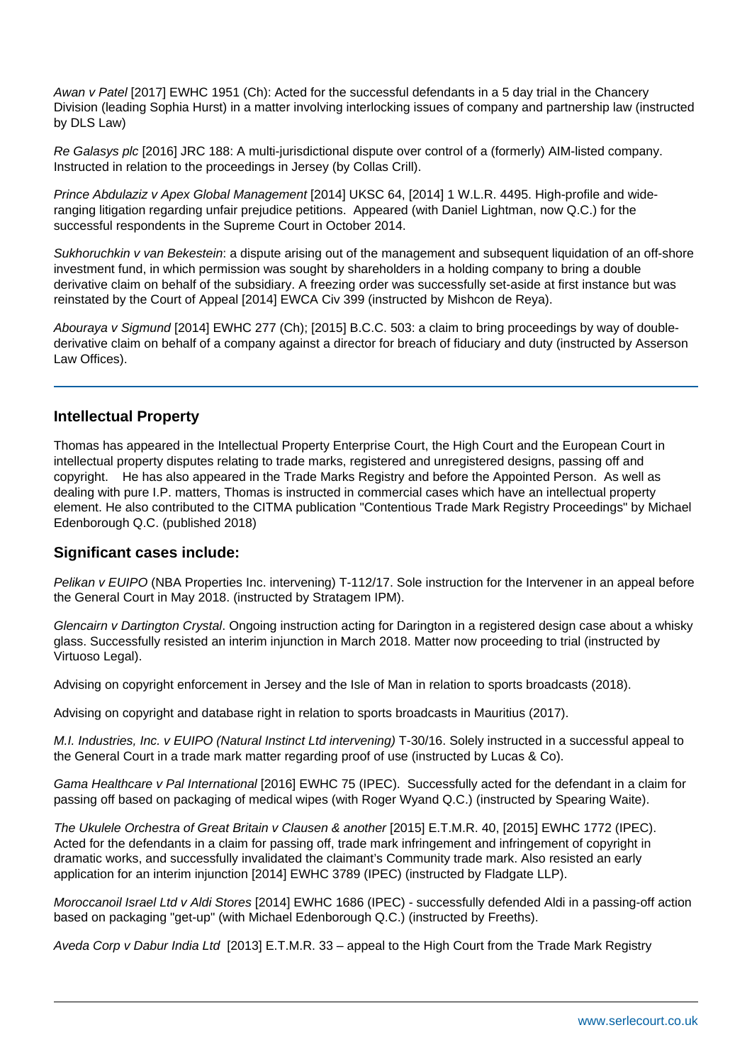*Awan v Patel* [2017] EWHC 1951 (Ch): Acted for the successful defendants in a 5 day trial in the Chancery Division (leading Sophia Hurst) in a matter involving interlocking issues of company and partnership law (instructed by DLS Law)

*Re Galasys plc* [2016] JRC 188: A multi-jurisdictional dispute over control of a (formerly) AIM-listed company. Instructed in relation to the proceedings in Jersey (by Collas Crill).

*Prince Abdulaziz v Apex Global Management* [2014] UKSC 64, [2014] 1 W.L.R. 4495. High-profile and wide-ranging litigation regarding unfair prejudice petitions. Appeared (with Daniel Lightman, now Q.C.) for the successful respondents in the Supreme Court in October 2014.

*Sukhoruchkin v van Bekestein*: a dispute arising out of the management and subsequent liquidation of an off-shore investment fund, in which permission was sought by shareholders in a holding company to bring a double derivative claim on behalf of the subsidiary. A freezing order was successfully set-aside at first instance but was reinstated by the Court of Appeal [2014] EWCA Civ 399 (instructed by Mishcon de Reya).

*Abouraya v Sigmund* [2014] EWHC 277 (Ch); [2015] B.C.C. 503: a claim to bring proceedings by way of double-derivative claim on behalf of a company against a director for breach of fiduciary and duty (instructed by Asserson Law Offices).

---

## Intellectual Property

Thomas has appeared in the Intellectual Property Enterprise Court, the High Court and the European Court in intellectual property disputes relating to trade marks, registered and unregistered designs, passing off and copyright. He has also appeared in the Trade Marks Registry and before the Appointed Person. As well as dealing with pure I.P. matters, Thomas is instructed in commercial cases which have an intellectual property element. He also contributed to the CITMA publication "Contentious Trade Mark Registry Proceedings" by Michael Edenborough Q.C. (published 2018)

## Significant cases include:

*Pelikan v EUIPO* (NBA Properties Inc. intervening) T-112/17. Sole instruction for the Intervener in an appeal before the General Court in May 2018. (instructed by Stratagem IPM).

*Glencairn v Dartington Crystal*. Ongoing instruction acting for Darington in a registered design case about a whisky glass. Successfully resisted an interim injunction in March 2018. Matter now proceeding to trial (instructed by Virtuoso Legal).

Advising on copyright enforcement in Jersey and the Isle of Man in relation to sports broadcasts (2018).

Advising on copyright and database right in relation to sports broadcasts in Mauritius (2017).

*M.I. Industries, Inc. v EUIPO (Natural Instinct Ltd intervening)* T-30/16. Solely instructed in a successful appeal to the General Court in a trade mark matter regarding proof of use (instructed by Lucas & Co).

*Gama Healthcare v Pal International* [2016] EWHC 75 (IPEC). Successfully acted for the defendant in a claim for passing off based on packaging of medical wipes (with Roger Wyand Q.C.) (instructed by Spearing Waite).

*The Ukulele Orchestra of Great Britain v Clausen & another* [2015] E.T.M.R. 40, [2015] EWHC 1772 (IPEC). Acted for the defendants in a claim for passing off, trade mark infringement and infringement of copyright in dramatic works, and successfully invalidated the claimant's Community trade mark. Also resisted an early application for an interim injunction [2014] EWHC 3789 (IPEC) (instructed by Fladgate LLP).

*Moroccanoil Israel Ltd v Aldi Stores* [2014] EWHC 1686 (IPEC) - successfully defended Aldi in a passing-off action based on packaging "get-up" (with Michael Edenborough Q.C.) (instructed by Freeths).

*Aveda Corp v Dabur India Ltd* [2013] E.T.M.R. 33 – appeal to the High Court from the Trade Mark Registry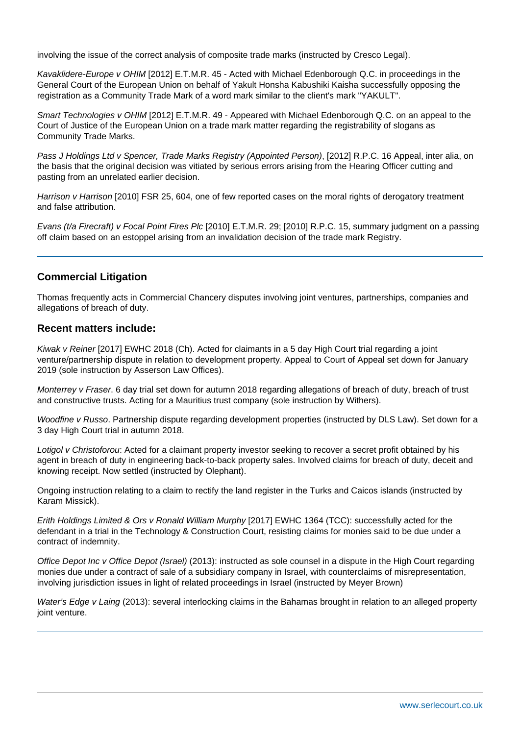involving the issue of the correct analysis of composite trade marks (instructed by Cresco Legal).

*Kavaklidere-Europe v OHIM* [2012] E.T.M.R. 45 - Acted with Michael Edenborough Q.C. in proceedings in the General Court of the European Union on behalf of Yakult Honsha Kabushiki Kaisha successfully opposing the registration as a Community Trade Mark of a word mark similar to the client's mark "YAKULT".

*Smart Technologies v OHIM* [2012] E.T.M.R. 49 - Appeared with Michael Edenborough Q.C. on an appeal to the Court of Justice of the European Union on a trade mark matter regarding the registrability of slogans as Community Trade Marks.

*Pass J Holdings Ltd v Spencer, Trade Marks Registry (Appointed Person)*, [2012] R.P.C. 16 Appeal, inter alia, on the basis that the original decision was vitiated by serious errors arising from the Hearing Officer cutting and pasting from an unrelated earlier decision.

*Harrison v Harrison* [2010] FSR 25, 604, one of few reported cases on the moral rights of derogatory treatment and false attribution.

*Evans (t/a Firecraft) v Focal Point Fires Plc* [2010] E.T.M.R. 29; [2010] R.P.C. 15, summary judgment on a passing off claim based on an estoppel arising from an invalidation decision of the trade mark Registry.

---

## Commercial Litigation

Thomas frequently acts in Commercial Chancery disputes involving joint ventures, partnerships, companies and allegations of breach of duty.

### Recent matters include:

*Kiwak v Reiner* [2017] EWHC 2018 (Ch). Acted for claimants in a 5 day High Court trial regarding a joint venture/partnership dispute in relation to development property. Appeal to Court of Appeal set down for January 2019 (sole instruction by Asserson Law Offices).

*Monterrey v Fraser*. 6 day trial set down for autumn 2018 regarding allegations of breach of duty, breach of trust and constructive trusts. Acting for a Mauritius trust company (sole instruction by Withers).

*Woodfine v Russo*. Partnership dispute regarding development properties (instructed by DLS Law). Set down for a 3 day High Court trial in autumn 2018.

*Lotigol v Christoforou*: Acted for a claimant property investor seeking to recover a secret profit obtained by his agent in breach of duty in engineering back-to-back property sales. Involved claims for breach of duty, deceit and knowing receipt. Now settled (instructed by Olephant).

Ongoing instruction relating to a claim to rectify the land register in the Turks and Caicos islands (instructed by Karam Missick).

*Erith Holdings Limited & Ors v Ronald William Murphy* [2017] EWHC 1364 (TCC): successfully acted for the defendant in a trial in the Technology & Construction Court, resisting claims for monies said to be due under a contract of indemnity.

*Office Depot Inc v Office Depot (Israel)* (2013): instructed as sole counsel in a dispute in the High Court regarding monies due under a contract of sale of a subsidiary company in Israel, with counterclaims of misrepresentation, involving jurisdiction issues in light of related proceedings in Israel (instructed by Meyer Brown)

*Water's Edge v Laing* (2013): several interlocking claims in the Bahamas brought in relation to an alleged property joint venture.

---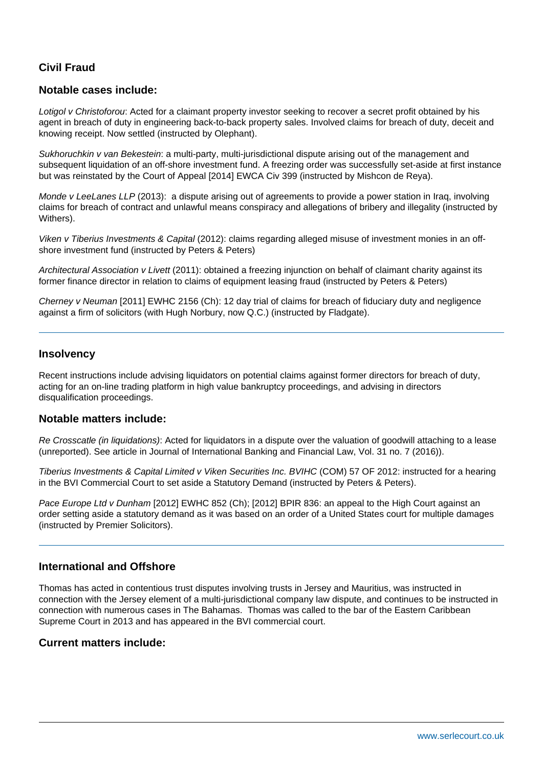## Civil Fraud

### Notable cases include:

*Lotigol v Christoforou*: Acted for a claimant property investor seeking to recover a secret profit obtained by his agent in breach of duty in engineering back-to-back property sales. Involved claims for breach of duty, deceit and knowing receipt. Now settled (instructed by Olephant).

*Sukhoruchkin v van Bekestein*: a multi-party, multi-jurisdictional dispute arising out of the management and subsequent liquidation of an off-shore investment fund. A freezing order was successfully set-aside at first instance but was reinstated by the Court of Appeal [2014] EWCA Civ 399 (instructed by Mishcon de Reya).

*Monde v LeeLanes LLP* (2013): a dispute arising out of agreements to provide a power station in Iraq, involving claims for breach of contract and unlawful means conspiracy and allegations of bribery and illegality (instructed by Withers).

*Viken v Tiberius Investments & Capital* (2012): claims regarding alleged misuse of investment monies in an off-shore investment fund (instructed by Peters & Peters)

*Architectural Association v Livett* (2011): obtained a freezing injunction on behalf of claimant charity against its former finance director in relation to claims of equipment leasing fraud (instructed by Peters & Peters)

*Cherney v Neuman* [2011] EWHC 2156 (Ch): 12 day trial of claims for breach of fiduciary duty and negligence against a firm of solicitors (with Hugh Norbury, now Q.C.) (instructed by Fladgate).

---

## Insolvency

Recent instructions include advising liquidators on potential claims against former directors for breach of duty, acting for an on-line trading platform in high value bankruptcy proceedings, and advising in directors disqualification proceedings.

### Notable matters include:

*Re Crosscatle (in liquidations)*: Acted for liquidators in a dispute over the valuation of goodwill attaching to a lease (unreported). See article in Journal of International Banking and Financial Law, Vol. 31 no. 7 (2016)).

*Tiberius Investments & Capital Limited v Viken Securities Inc. BVIHC* (COM) 57 OF 2012: instructed for a hearing in the BVI Commercial Court to set aside a Statutory Demand (instructed by Peters & Peters).

*Pace Europe Ltd v Dunham* [2012] EWHC 852 (Ch); [2012] BPIR 836: an appeal to the High Court against an order setting aside a statutory demand as it was based on an order of a United States court for multiple damages (instructed by Premier Solicitors).

---

## International and Offshore

Thomas has acted in contentious trust disputes involving trusts in Jersey and Mauritius, was instructed in connection with the Jersey element of a multi-jurisdictional company law dispute, and continues to be instructed in connection with numerous cases in The Bahamas. Thomas was called to the bar of the Eastern Caribbean Supreme Court in 2013 and has appeared in the BVI commercial court.

### Current matters include: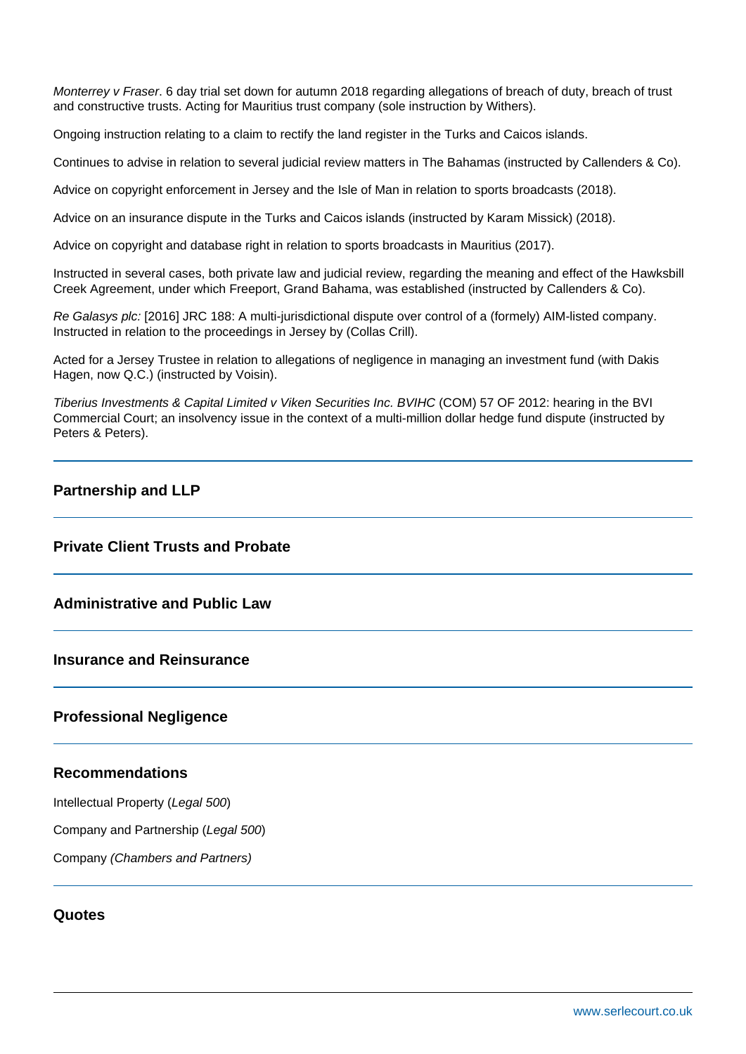*Monterrey v Fraser*. 6 day trial set down for autumn 2018 regarding allegations of breach of duty, breach of trust and constructive trusts. Acting for Mauritius trust company (sole instruction by Withers).

Ongoing instruction relating to a claim to rectify the land register in the Turks and Caicos islands.

Continues to advise in relation to several judicial review matters in The Bahamas (instructed by Callenders & Co).

Advice on copyright enforcement in Jersey and the Isle of Man in relation to sports broadcasts (2018).

Advice on an insurance dispute in the Turks and Caicos islands (instructed by Karam Missick) (2018).

Advice on copyright and database right in relation to sports broadcasts in Mauritius (2017).

Instructed in several cases, both private law and judicial review, regarding the meaning and effect of the Hawksbill Creek Agreement, under which Freeport, Grand Bahama, was established (instructed by Callenders & Co).

*Re Galasys plc:* [2016] JRC 188: A multi-jurisdictional dispute over control of a (formely) AIM-listed company. Instructed in relation to the proceedings in Jersey by (Collas Crill).

Acted for a Jersey Trustee in relation to allegations of negligence in managing an investment fund (with Dakis Hagen, now Q.C.) (instructed by Voisin).

*Tiberius Investments & Capital Limited v Viken Securities Inc. BVIHC* (COM) 57 OF 2012: hearing in the BVI Commercial Court; an insolvency issue in the context of a multi-million dollar hedge fund dispute (instructed by Peters & Peters).

## Partnership and LLP

## Private Client Trusts and Probate

## Administrative and Public Law

## Insurance and Reinsurance

## Professional Negligence

## Recommendations

Intellectual Property (*Legal 500*)

Company and Partnership (*Legal 500*)

Company *(Chambers and Partners)*

## Quotes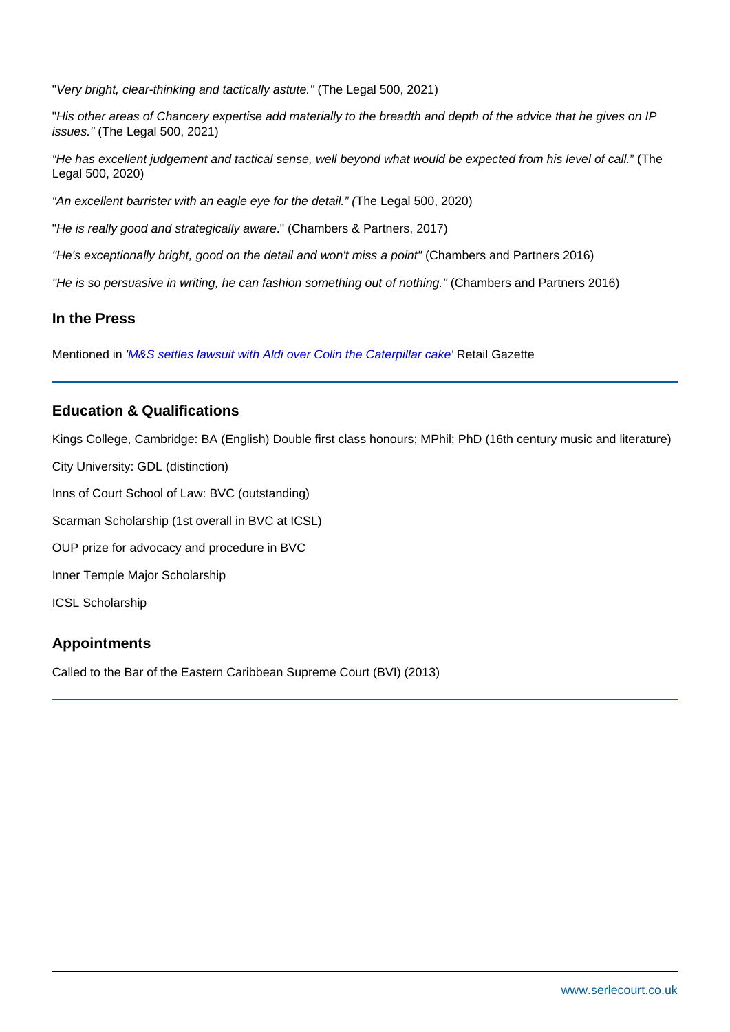"*Very bright, clear-thinking and tactically astute."* (The Legal 500, 2021)

"*His other areas of Chancery expertise add materially to the breadth and depth of the advice that he gives on IP issues."* (The Legal 500, 2021)

*“He has excellent judgement and tactical sense, well beyond what would be expected from his level of call.”* (The Legal 500, 2020)

*“An excellent barrister with an eagle eye for the detail.” (*The Legal 500, 2020)

"*He is really good and strategically aware*." (Chambers & Partners, 2017)

*"He's exceptionally bright, good on the detail and won't miss a point"* (Chambers and Partners 2016)

*"He is so persuasive in writing, he can fashion something out of nothing."* (Chambers and Partners 2016)

## In the Press

Mentioned in *'M&S settles lawsuit with Aldi over Colin the Caterpillar cake'* Retail Gazette

---

## Education & Qualifications

Kings College, Cambridge: BA (English) Double first class honours; MPhil; PhD (16th century music and literature)

City University: GDL (distinction)

Inns of Court School of Law: BVC (outstanding)

Scarman Scholarship (1st overall in BVC at ICSL)

OUP prize for advocacy and procedure in BVC

Inner Temple Major Scholarship

ICSL Scholarship

## Appointments

Called to the Bar of the Eastern Caribbean Supreme Court (BVI) (2013)

---